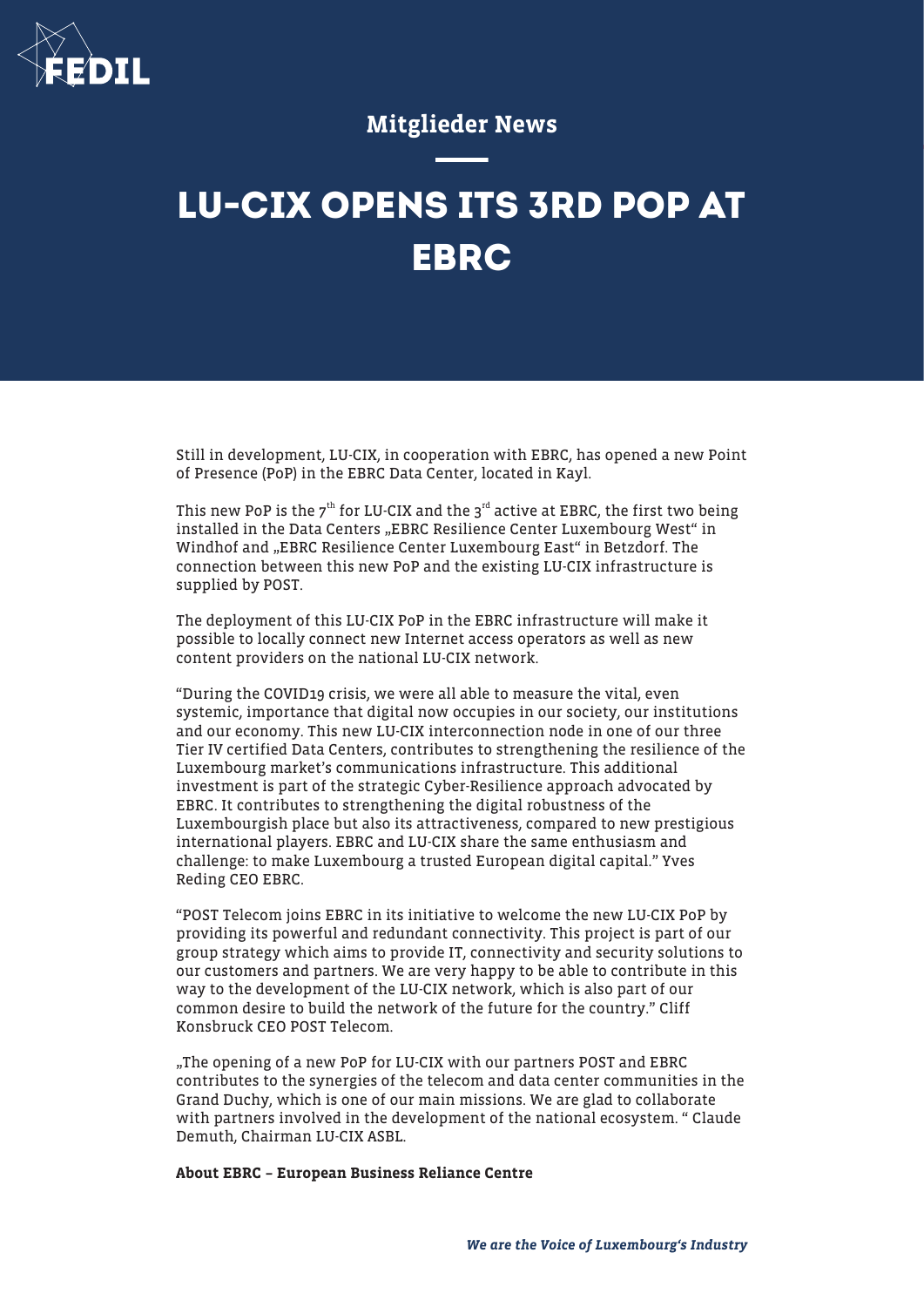Mitglieder News

# LU-CIX OPENS ITS 3RD POP AT EBRC

Still in development, LU-CIX, in cooperation with EBRC, has opened a new Point of Presence (PoP) in the EBRC Data Center, located in Kayl.

This new PoP is the 7th for LU-CIX and the 3rd active at EBRC, the first two being installed in the Data Centers „EBRC Resilience Center Luxembourg West" in Windhof and „EBRC Resilience Center Luxembourg East" in Betzdorf. The connection between this new PoP and the existing LU-CIX infrastructure is supplied by POST.

The deployment of this LU-CIX PoP in the EBRC infrastructure will make it possible to locally connect new Internet access operators as well as new content providers on the national LU-CIX network.

"During the COVID19 crisis, we were all able to measure the vital, even systemic, importance that digital now occupies in our society, our institutions and our economy. This new LU-CIX interconnection node in one of our three Tier IV certified Data Centers, contributes to strengthening the resilience of the Luxembourg market's communications infrastructure. This additional investment is part of the strategic Cyber-Resilience approach advocated by EBRC. It contributes to strengthening the digital robustness of the Luxembourgish place but also its attractiveness, compared to new prestigious international players. EBRC and LU-CIX share the same enthusiasm and challenge: to make Luxembourg a trusted European digital capital." Yves Reding CEO EBRC.

"POST Telecom joins EBRC in its initiative to welcome the new LU-CIX PoP by providing its powerful and redundant connectivity. This project is part of our group strategy which aims to provide IT, connectivity and security solutions to our customers and partners. We are very happy to be able to contribute in this way to the development of the LU-CIX network, which is also part of our common desire to build the network of the future for the country." Cliff Konsbruck CEO POST Telecom.

„The opening of a new PoP for LU-CIX with our partners POST and EBRC contributes to the synergies of the telecom and data center communities in the Grand Duchy, which is one of our main missions. We are glad to collaborate with partners involved in the development of the national ecosystem. " Claude Demuth, Chairman LU-CIX ASBL.

**About EBRC – European Business Reliance Centre**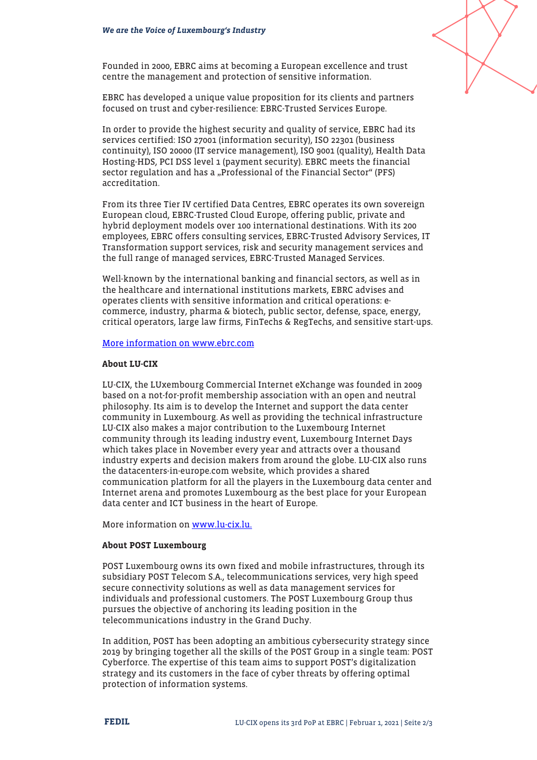Founded in 2000, EBRC aims at becoming a European excellence and trust centre the management and protection of sensitive information.

EBRC has developed a unique value proposition for its clients and partners focused on trust and cyber-resilience: EBRC-Trusted Services Europe.

In order to provide the highest security and quality of service, EBRC had its services certified: ISO 27001 (information security), ISO 22301 (business continuity), ISO 20000 (IT service management), ISO 9001 (quality), Health Data Hosting-HDS, PCI DSS level 1 (payment security). EBRC meets the financial sector regulation and has a „Professional of the Financial Sector“ (PFS) accreditation.

From its three Tier IV certified Data Centres, EBRC operates its own sovereign European cloud, EBRC-Trusted Cloud Europe, offering public, private and hybrid deployment models over 100 international destinations. With its 200 employees, EBRC offers consulting services, EBRC-Trusted Advisory Services, IT Transformation support services, risk and security management services and the full range of managed services, EBRC-Trusted Managed Services.

Well-known by the international banking and financial sectors, as well as in the healthcare and international institutions markets, EBRC advises and operates clients with sensitive information and critical operations: e-commerce, industry, pharma & biotech, public sector, defense, space, energy, critical operators, large law firms, FinTechs & RegTechs, and sensitive start-ups.

More information on www.ebrc.com

**About LU-CIX**

LU-CIX, the LUxembourg Commercial Internet eXchange was founded in 2009 based on a not-for-profit membership association with an open and neutral philosophy. Its aim is to develop the Internet and support the data center community in Luxembourg. As well as providing the technical infrastructure LU-CIX also makes a major contribution to the Luxembourg Internet community through its leading industry event, Luxembourg Internet Days which takes place in November every year and attracts over a thousand industry experts and decision makers from around the globe. LU-CIX also runs the datacenters-in-europe.com website, which provides a shared communication platform for all the players in the Luxembourg data center and Internet arena and promotes Luxembourg as the best place for your European data center and ICT business in the heart of Europe.

More information on www.lu-cix.lu.

**About POST Luxembourg**

POST Luxembourg owns its own fixed and mobile infrastructures, through its subsidiary POST Telecom S.A., telecommunications services, very high speed secure connectivity solutions as well as data management services for individuals and professional customers. The POST Luxembourg Group thus pursues the objective of anchoring its leading position in the telecommunications industry in the Grand Duchy.

In addition, POST has been adopting an ambitious cybersecurity strategy since 2019 by bringing together all the skills of the POST Group in a single team: POST Cyberforce. The expertise of this team aims to support POST's digitalization strategy and its customers in the face of cyber threats by offering optimal protection of information systems.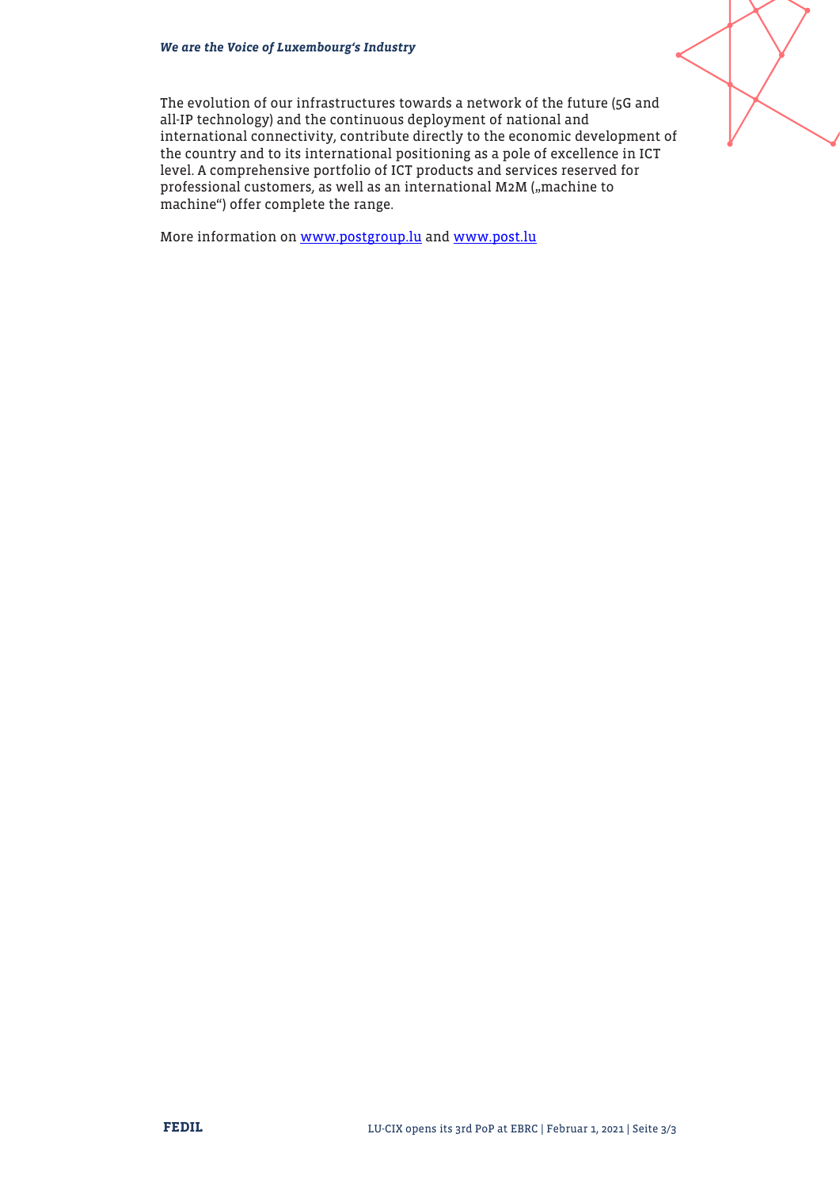The evolution of our infrastructures towards a network of the future (5G and all-IP technology) and the continuous deployment of national and international connectivity, contribute directly to the economic development of the country and to its international positioning as a pole of excellence in ICT level. A comprehensive portfolio of ICT products and services reserved for professional customers, as well as an international M2M („machine to machine“) offer complete the range.

More information on [www.postgroup.lu](http://www.postgroup.lu) and [www.post.lu](http://www.post.lu)